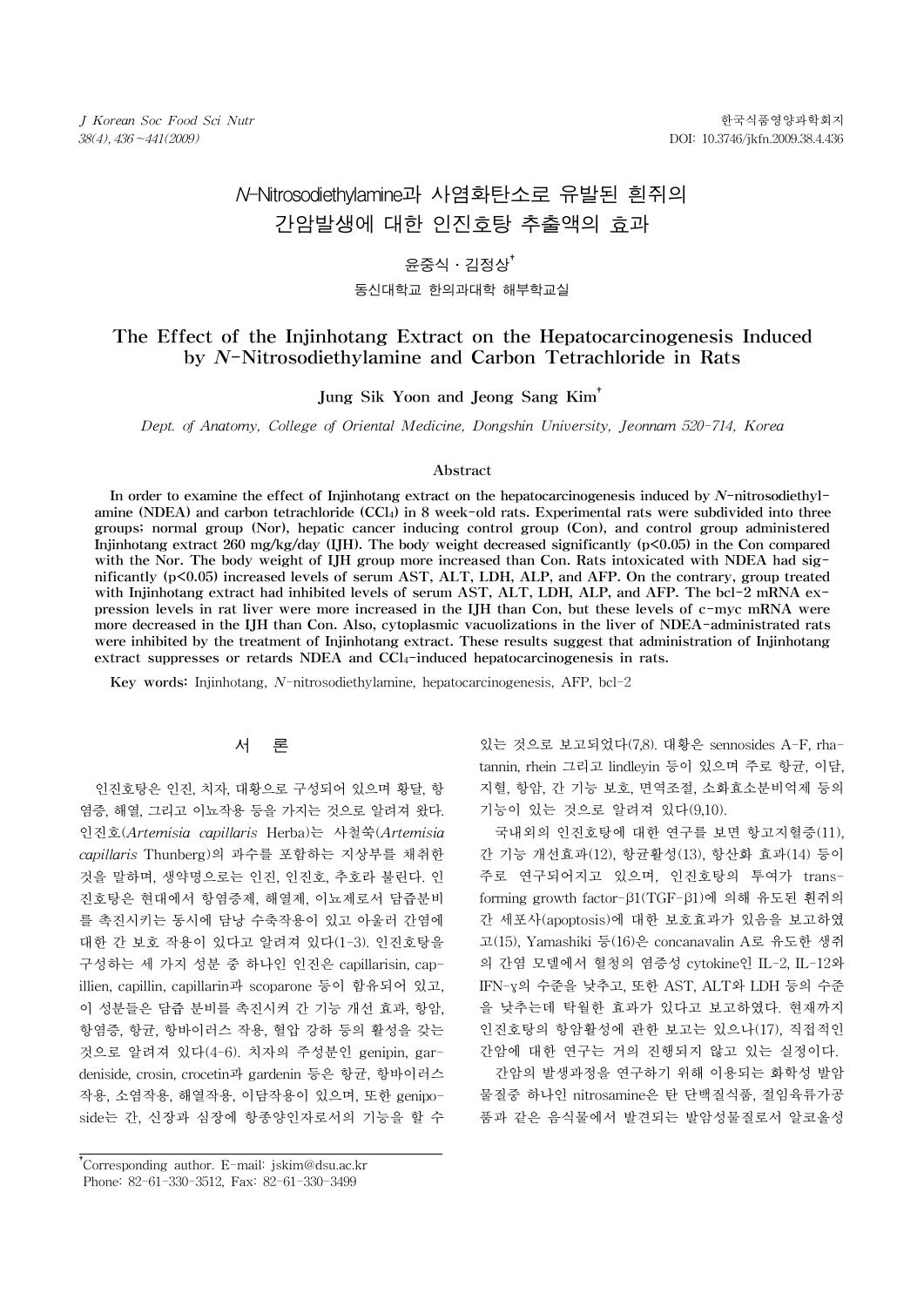# *N*-Nitrosodiethylamine과 사염화탄소로 유발된 흰쥐의 간암발생에 대한 인진호탕 추출액의 효과

윤중식 · 김정상[†]

동신대학교 한의과대학 해부학교실

# The Effect of the Injinhotang Extract on the Hepatocarcinogenesis Induced by *N*-Nitrosodiethylamine and Carbon Tetrachloride in Rats

Jung Sik Yoon and Jeong Sang Kim[†]

*Dept. of Anatomy, College of Oriental Medicine, Dongshin University, Jeonnam 520-714, Korea*

## Abstract

In order to examine the effect of Injinhotang extract on the hepatocarcinogenesis induced by *N*-nitrosodiethylamine (NDEA) and carbon tetrachloride ($CCl_4$) in 8 week-old rats. Experimental rats were subdivided into three groups; normal group (Nor), hepatic cancer inducing control group (Con), and control group administered Injinhotang extract 260 mg/kg/day (IJH). The body weight decreased significantly ($p<0.05$) in the Con compared with the Nor. The body weight of IJH group more increased than Con. Rats intoxicated with NDEA had significantly ($p<0.05$) increased levels of serum AST, ALT, LDH, ALP, and AFP. On the contrary, group treated with Injinhotang extract had inhibited levels of serum AST, ALT, LDH, ALP, and AFP. The bcl-2 mRNA expression levels in rat liver were more increased in the IJH than Con, but these levels of c-myc mRNA were more decreased in the IJH than Con. Also, cytoplasmic vacuolizations in the liver of NDEA-administrated rats were inhibited by the treatment of Injinhotang extract. These results suggest that administration of Injinhotang extract suppresses or retards NDEA and $CCl_4$-induced hepatocarcinogenesis in rats.

**Key words:** Injinhotang, *N*-nitrosodiethylamine, hepatocarcinogenesis, AFP, bcl-2

## 서 론

인진호탕은 인진, 치자, 대황으로 구성되어 있으며 황달, 항염증, 해열, 그리고 이뇨작용 등을 가지는 것으로 알려져 왔다. 인진호(*Artemisia capillaris* Herba)는 사철쑥(*Artemisia capillaris* Thunberg)의 과수를 포함하는 지상부를 채취한 것을 말하며, 생약명으로는 인진, 인진호, 추호라 불린다. 인진호탕은 현대에서 항염증제, 해열제, 이뇨제로서 담즙분비를 촉진시키는 동시에 담낭 수축작용이 있고 아울러 간염에 대한 간 보호 작용이 있다고 알려져 있다(1-3). 인진호탕을 구성하는 세 가지 성분 중 하나인 인진은 capillarisin, capillien, capillin, capillarin과 scoparone 등이 함유되어 있고, 이 성분들은 담즙 분비를 촉진시켜 간 기능 개선 효과, 항암, 항염증, 항균, 항바이러스 작용, 혈압 강하 등의 활성을 갖는 것으로 알려져 있다(4-6). 치자의 주성분인 genipin, gardeniside, crosin, crocetin과 gardenin 등은 항균, 항바이러스 작용, 소염작용, 해열작용, 이담작용이 있으며, 또한 geniposide는 간, 신장과 심장에 항종양인자로서의 기능을 할 수 있는 것으로 보고되었다(7,8). 대황은 sennosides A-F, rhatannin, rhein 그리고 lindleyin 등이 있으며 주로 항균, 이담, 지혈, 항암, 간 기능 보호, 면역조절, 소화효소분비억제 등의 기능이 있는 것으로 알려져 있다(9,10).

국내외의 인진호탕에 대한 연구를 보면 항고지혈증(11), 간 기능 개선효과(12), 항균활성(13), 항산화 효과(14) 등이 주로 연구되어지고 있으며, 인진호탕의 투여가 transforming growth factor-β1(TGF-β1)에 의해 유도된 흰쥐의 간 세포사(apoptosis)에 대한 보호효과가 있음을 보고하였고(15), Yamashiki 등(16)은 concanavalin A로 유도한 생쥐의 간염 모델에서 혈청의 염증성 cytokine인 IL-2, IL-12와 IFN-γ의 수준을 낮추고, 또한 AST, ALT와 LDH 등의 수준을 낮추는데 탁월한 효과가 있다고 보고하였다. 현재까지 인진호탕의 항암활성에 관한 보고는 있으나(17), 직접적인 간암에 대한 연구는 거의 진행되지 않고 있는 실정이다.

간암의 발생과정을 연구하기 위해 이용되는 화학성 발암물질중 하나인 nitrosamine은 탄 단백질식품, 절임육류가공품과 같은 음식물에서 발견되는 발암성물질로서 알코올성

---

[†]Corresponding author. E-mail: jskim@dsu.ac.kr
Phone: 82-61-330-3512, Fax: 82-61-330-3499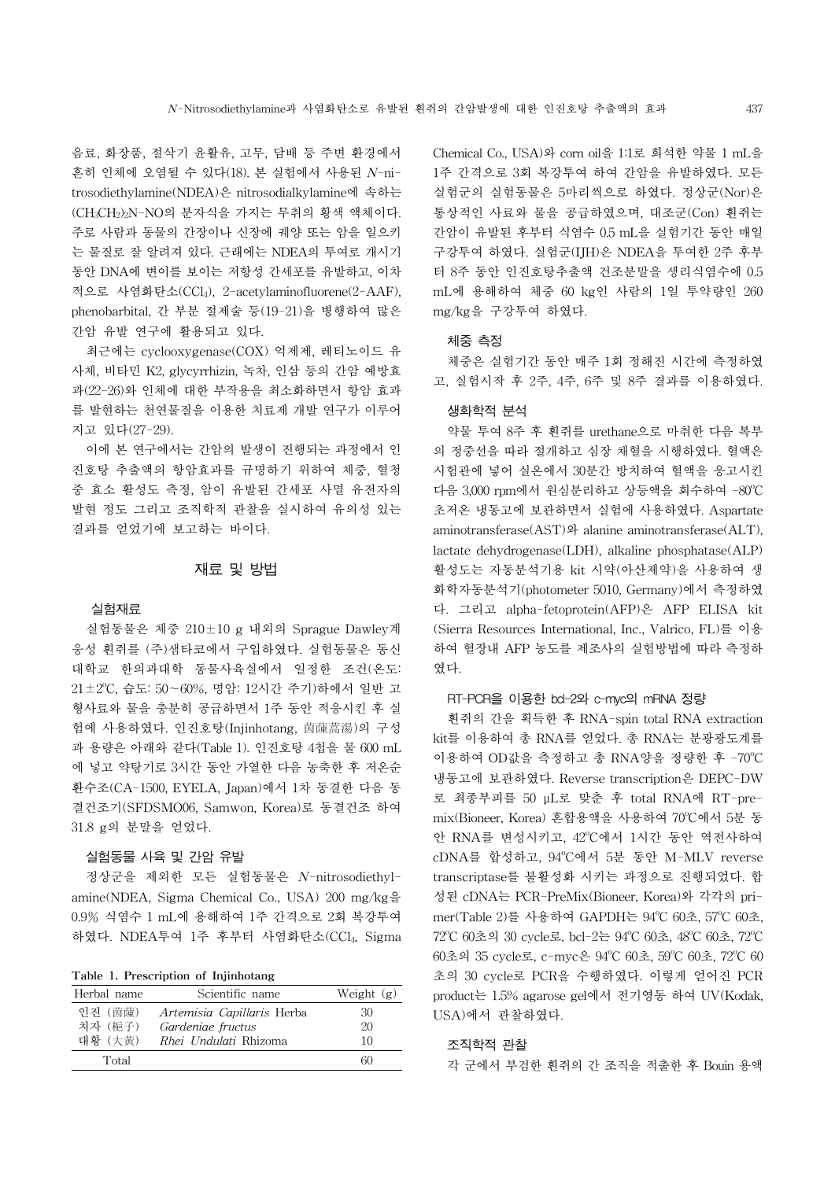음료, 화장품, 절삭기 윤활유, 고무, 담배 등 주변 환경에서 흔히 인체에 오염될 수 있다(18). 본 실험에서 사용된 *N*-nitrosodiethylamine(NDEA)은 nitrosodialkylamine에 속하는 $(CH_3CH_2)_2N$-NO의 분자식을 가지는 무취의 황색 액체이다. 주로 사람과 동물의 간장이나 신장에 궤양 또는 암을 일으키는 물질로 잘 알려져 있다. 근래에는 NDEA의 투여로 개시기 동안 DNA에 변이를 보이는 저항성 간세포를 유발하고, 이차적으로 사염화탄소($CCl_4$), 2-acetylaminofluorene(2-AAF), phenobarbital, 간 부분 절제술 등(19-21)을 병행하여 많은 간암 유발 연구에 활용되고 있다.

최근에는 cyclooxygenase(COX) 억제제, 레티노이드 유사체, 비타민 K2, glycyrrhizin, 녹차, 인삼 등의 간암 예방효과(22-26)와 인체에 대한 부작용을 최소화하면서 항암 효과를 발현하는 천연물질을 이용한 치료제 개발 연구가 이루어지고 있다(27-29).

이에 본 연구에서는 간암의 발생이 진행되는 과정에서 인진호탕 추출액의 항암효과를 규명하기 위하여 체중, 혈청 중 효소 활성도 측정, 암이 유발된 간세포 사멸 유전자의 발현 정도 그리고 조직학적 관찰을 실시하여 유의성 있는 결과를 얻었기에 보고하는 바이다.

## 재료 및 방법

### 실험재료

실험동물은 체중 210±10 g 내외의 Sprague Dawley계 웅성 흰쥐를 (주)샘타코에서 구입하였다. 실험동물은 동신대학교 한의과대학 동물사육실에서 일정한 조건(온도: 21±2°C, 습도: 50~60%, 명암: 12시간 주기)하에서 일반 고형사료와 물을 충분히 공급하면서 1주 동안 적응시킨 후 실험에 사용하였다. 인진호탕(Injinhotang, 茵蔯蒿湯)의 구성과 용량은 아래와 같다(Table 1). 인진호탕 4첩을 물 600 mL에 넣고 약탕기로 3시간 동안 가열한 다음 농축한 후 저온순환수조(CA-1500, EYELA, Japan)에서 1차 동결한 다음 동결건조기(SFDSMO06, Samwon, Korea)로 동결건조 하여 31.8 g의 분말을 얻었다.

### 실험동물 사육 및 간암 유발

정상군을 제외한 모든 실험동물은 *N*-nitrosodiethylamine(NDEA, Sigma Chemical Co., USA) 200 mg/kg을 0.9% 식염수 1 mL에 용해하여 1주 간격으로 2회 복강투여 하였다. NDEA투여 1주 후부터 사염화탄소($CCl_4$, Sigma Chemical Co., USA)와 corn oil을 1:1로 희석한 약물 1 mL을 1주 간격으로 3회 복강투여 하여 간암을 유발하였다. 모든 실험군의 실험동물은 5마리씩으로 하였다. 정상군(Nor)은 통상적인 사료와 물을 공급하였으며, 대조군(Con) 흰쥐는 간암이 유발된 후부터 식염수 0.5 mL을 실험기간 동안 매일 구강투여 하였다. 실험군(IJH)은 NDEA를 투여한 2주 후부터 8주 동안 인진호탕추출액 건조분말을 생리식염수에 0.5 mL에 용해하여 체중 60 kg인 사람의 1일 투약량인 260 mg/kg을 구강투여 하였다.

**Table 1. Prescription of Injinhotang**

| Herbal name | Scientific name | Weight (g) |
|---|---|---|
| 인진 (茵蔯) | *Artemisia Capillaris* Herba | 30 |
| 치자 (梔子) | *Gardeniae fructus* | 20 |
| 대황 (大黃) | *Rhei Undulati* Rhizoma | 10 |
| Total | | 60 |

### 체중 측정

체중은 실험기간 동안 매주 1회 정해진 시간에 측정하였고, 실험시작 후 2주, 4주, 6주 및 8주 결과를 이용하였다.

### 생화학적 분석

약물 투여 8주 후 흰쥐를 urethane으로 마취한 다음 복부의 정중선을 따라 절개하고 심장 채혈을 시행하였다. 혈액은 시험관에 넣어 실온에서 30분간 방치하여 혈액을 응고시킨 다음 3,000 rpm에서 원심분리하고 상등액을 회수하여 -80°C 초저온 냉동고에 보관하면서 실험에 사용하였다. Aspartate aminotransferase(AST)와 alanine aminotransferase(ALT), lactate dehydrogenase(LDH), alkaline phosphatase(ALP) 활성도는 자동분석기용 kit 시약(아산제약)을 사용하여 생화학자동분석기(photometer 5010, Germany)에서 측정하였다. 그리고 alpha-fetoprotein(AFP)은 AFP ELISA kit (Sierra Resources International, Inc., Valrico, FL)를 이용하여 혈장내 AFP 농도를 제조사의 실험방법에 따라 측정하였다.

### RT-PCR을 이용한 bcl-2와 c-myc의 mRNA 정량

흰쥐의 간을 획득한 후 RNA-spin total RNA extraction kit를 이용하여 총 RNA를 얻었다. 총 RNA는 분광광도계를 이용하여 OD값을 측정하고 총 RNA양을 정량한 후 -70°C 냉동고에 보관하였다. Reverse transcription은 DEPC-DW로 최종부피를 50 μL로 맞춘 후 total RNA에 RT-premix(Bioneer, Korea) 혼합용액을 사용하여 70°C에서 5분 동안 RNA를 변성시키고, 42°C에서 1시간 동안 역전사하여 cDNA를 합성하고, 94°C에서 5분 동안 M-MLV reverse transcriptase를 불활성화 시키는 과정으로 진행되었다. 합성된 cDNA는 PCR-PreMix(Bioneer, Korea)와 각각의 primer(Table 2)를 사용하여 GAPDH는 94°C 60초, 57°C 60초, 72°C 60초의 30 cycle로, bcl-2는 94°C 60초, 48°C 60초, 72°C 60초의 35 cycle로, c-myc은 94°C 60초, 59°C 60초, 72°C 60초의 30 cycle로 PCR을 수행하였다. 이렇게 얻어진 PCR product는 1.5% agarose gel에서 전기영동 하여 UV(Kodak, USA)에서 관찰하였다.

### 조직학적 관찰

각 군에서 부검한 흰쥐의 간 조직을 적출한 후 Bouin 용액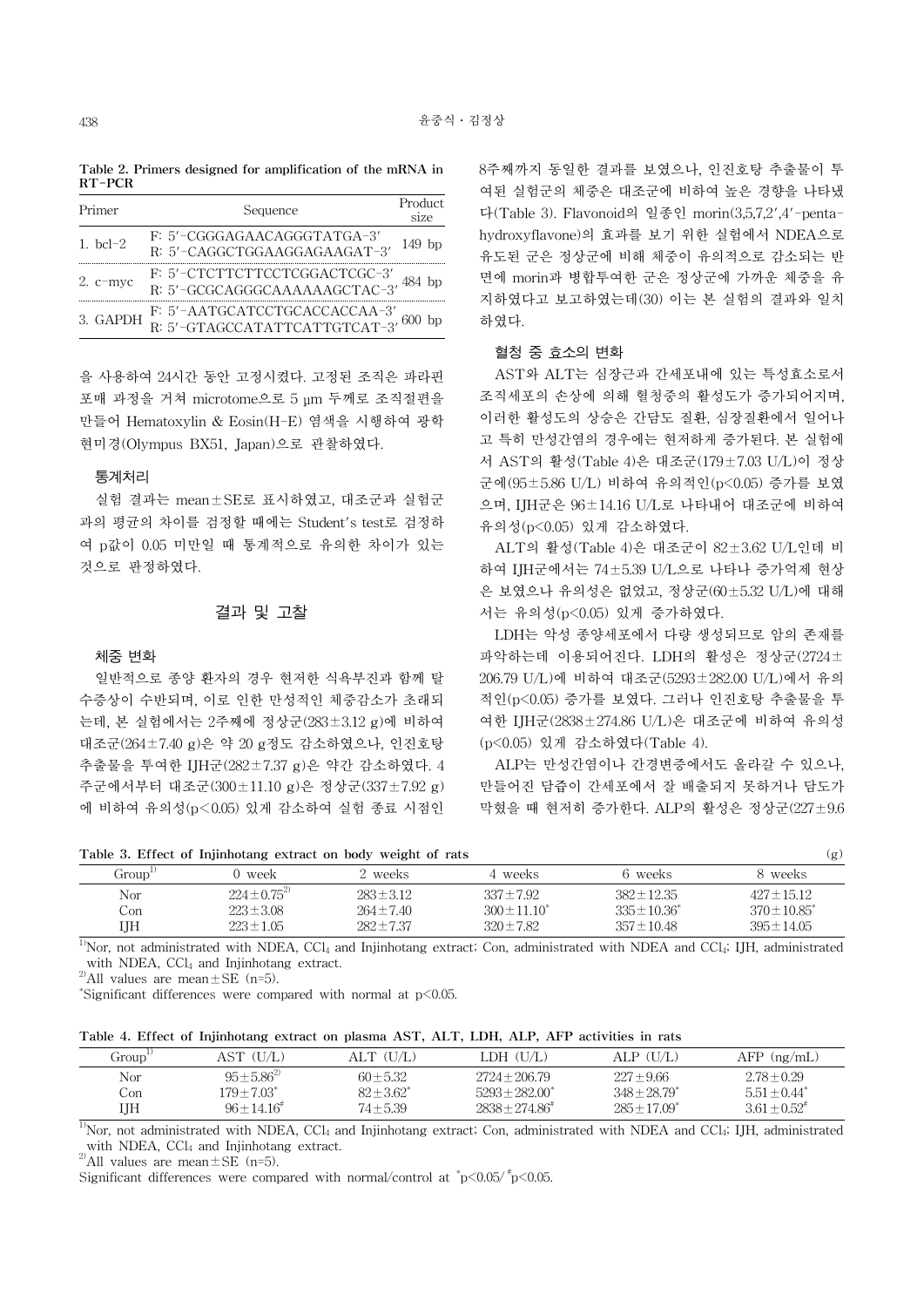**Table 2. Primers designed for amplification of the mRNA in RT-PCR**

| Primer | Sequence | Product size |
|---|---|---|
| 1. bcl-2 | F: 5′-CGGGAGAACAGGGTATGA-3′<br>R: 5′-CAGGCTGGAAGGAGAAGAT-3′ | 149 bp |
| 2. c-myc | F: 5′-CTCTTCTTCCTCGGACTCGC-3′<br>R: 5′-GCGCAGGGCAAAAAAGCTAC-3′ | 484 bp |
| 3. GAPDH | F: 5′-AATGCATCCTGCACCACCAA-3′<br>R: 5′-GTAGCCATATTCATTGTCAT-3′ | 600 bp |

을 사용하여 24시간 동안 고정시켰다. 고정된 조직은 파라핀 포매 과정을 거쳐 microtome으로 5 μm 두께로 조직절편을 만들어 Hematoxylin & Eosin(H-E) 염색을 시행하여 광학 현미경(Olympus BX51, Japan)으로 관찰하였다.

### 통계처리

실험 결과는 mean±SE로 표시하였고, 대조군과 실험군과의 평균의 차이를 검정할 때에는 Student′s test로 검정하여 p값이 0.05 미만일 때 통계적으로 유의한 차이가 있는 것으로 판정하였다.

## 결과 및 고찰

### 체중 변화

일반적으로 종양 환자의 경우 현저한 식욕부진과 함께 탈수증상이 수반되며, 이로 인한 만성적인 체중감소가 초래되는데, 본 실험에서는 2주째에 정상군(283±3.12 g)에 비하여 대조군(264±7.40 g)은 약 20 g정도 감소하였으나, 인진호탕 추출물을 투여한 IJH군(282±7.37 g)은 약간 감소하였다. 4주군에서부터 대조군(300±11.10 g)은 정상군(337±7.92 g)에 비하여 유의성($p<0.05$) 있게 감소하여 실험 종료 시점인 8주째까지 동일한 결과를 보였으나, 인진호탕 추출물이 투여된 실험군의 체중은 대조군에 비하여 높은 경향을 나타냈다(Table 3). Flavonoid의 일종인 morin(3,5,7,2′,4′-pentahydroxyflavone)의 효과를 보기 위한 실험에서 NDEA으로 유도된 군은 정상군에 비해 체중이 유의적으로 감소되는 반면에 morin과 병합투여한 군은 정상군에 가까운 체중을 유지하였다고 보고하였는데(30) 이는 본 실험의 결과와 일치하였다.

### 혈청 중 효소의 변화

AST와 ALT는 심장근과 간세포내에 있는 특성효소로서 조직세포의 손상에 의해 혈청중의 활성도가 증가되어지며, 이러한 활성도의 상승은 간담도 질환, 심장질환에서 일어나고 특히 만성간염의 경우에는 현저하게 증가된다. 본 실험에서 AST의 활성(Table 4)은 대조군(179±7.03 U/L)이 정상군에(95±5.86 U/L) 비하여 유의적인($p<0.05$) 증가를 보였으며, IJH군은 96±14.16 U/L로 나타내어 대조군에 비하여 유의성($p<0.05$) 있게 감소하였다.

ALT의 활성(Table 4)은 대조군이 82±3.62 U/L인데 비하여 IJH군에서는 74±5.39 U/L으로 나타나 증가억제 현상은 보였으나 유의성은 없었고, 정상군(60±5.32 U/L)에 대해서는 유의성($p<0.05$) 있게 증가하였다.

LDH는 악성 종양세포에서 다량 생성되므로 암의 존재를 파악하는데 이용되어진다. LDH의 활성은 정상군(2724±206.79 U/L)에 비하여 대조군(5293±282.00 U/L)에서 유의적인($p<0.05$) 증가를 보였다. 그러나 인진호탕 추출물을 투여한 IJH군(2838±274.86 U/L)은 대조군에 비하여 유의성($p<0.05$) 있게 감소하였다(Table 4).

ALP는 만성간염이나 간경변증에서도 올라갈 수 있으나, 만들어진 담즙이 간세포에서 잘 배출되지 못하거나 담도가 막혔을 때 현저히 증가한다. ALP의 활성은 정상군(227±9.6

**Table 3. Effect of Injinhotang extract on body weight of rats** (g)

| Group[1)] | 0 week | 2 weeks | 4 weeks | 6 weeks | 8 weeks |
|---|---|---|---|---|---|
| Nor | 224±0.75[2)] | 283±3.12 | 337±7.92 | 382±12.35 | 427±15.12 |
| Con | 223±3.08 | 264±7.40 | 300±11.10* | 335±10.36* | 370±10.85* |
| IJH | 223±1.05 | 282±7.37 | 320±7.82 | 357±10.48 | 395±14.05 |

[1)]Nor, not administrated with NDEA, $CCl_4$ and Injinhotang extract; Con, administrated with NDEA and $CCl_4$; IJH, administrated with NDEA, $CCl_4$ and Injinhotang extract.
[2)]All values are mean±SE (n=5).
*Significant differences were compared with normal at $p<0.05$.

**Table 4. Effect of Injinhotang extract on plasma AST, ALT, LDH, ALP, AFP activities in rats**

| Group[1)] | AST (U/L) | ALT (U/L) | LDH (U/L) | ALP (U/L) | AFP (ng/mL) |
|---|---|---|---|---|---|
| Nor | 95±5.86[2)] | 60±5.32 | 2724±206.79 | 227±9.66 | 2.78±0.29 |
| Con | 179±7.03* | 82±3.62* | 5293±282.00* | 348±28.79* | 5.51±0.44* |
| IJH | 96±14.16# | 74±5.39 | 2838±274.86# | 285±17.09* | 3.61±0.52# |

[1)]Nor, not administrated with NDEA, $CCl_4$ and Injinhotang extract; Con, administrated with NDEA and $CCl_4$; IJH, administrated with NDEA, $CCl_4$ and Injinhotang extract.
[2)]All values are mean±SE (n=5).
Significant differences were compared with normal/control at *$p<0.05$/#$p<0.05$.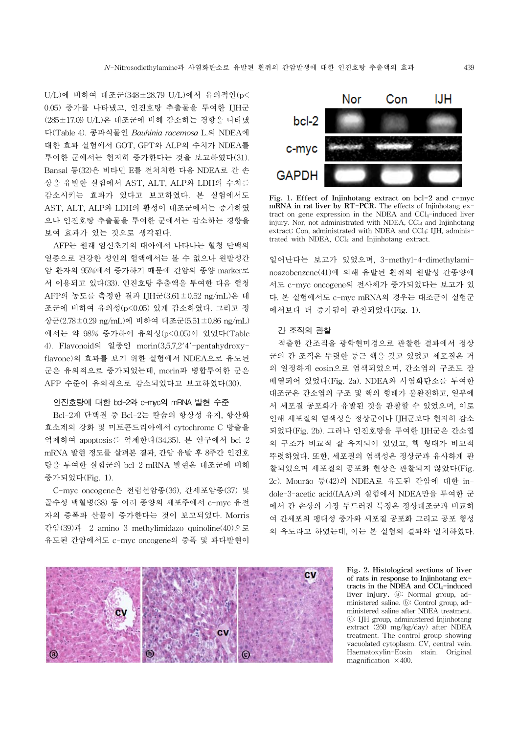U/L)에 비하여 대조군(348±28.79 U/L)에서 유의적인($p<0.05$) 증가를 나타냈고, 인진호탕 추출물을 투여한 IJH군(285±17.09 U/L)은 대조군에 비해 감소하는 경향을 나타냈다(Table 4). 콩과식물인 *Bauhinia racemosa* L.의 NDEA에 대한 효과 실험에서 GOT, GPT와 ALP의 수치가 NDEA를 투여한 군에서는 현저히 증가한다는 것을 보고하였다(31). Bansal 등(32)은 비타민 E를 전처치한 다음 NDEA로 간 손상을 유발한 실험에서 AST, ALT, ALP와 LDH의 수치를 감소시키는 효과가 있다고 보고하였다. 본 실험에서도 AST, ALT, ALP와 LDH의 활성이 대조군에서는 증가하였으나 인진호탕 추출물을 투여한 군에서는 감소하는 경향을 보여 효과가 있는 것으로 생각된다.

AFP는 원래 임신초기의 태아에서 나타나는 혈청 단백의 일종으로 건강한 성인의 혈액에서는 볼 수 없으나 원발성간암 환자의 95%에서 증가하기 때문에 간암의 종양 marker로서 이용되고 있다(33). 인진호탕 추출액을 투여한 다음 혈청 AFP의 농도를 측정한 결과 IJH군(3.61±0.52 ng/mL)은 대조군에 비하여 유의성($p<0.05$) 있게 감소하였다. 그리고 정상군(2.78±0.29 ng/mL)에 비하여 대조군(5.51±0.86 ng/mL)에서는 약 98% 증가하여 유의성($p<0.05$)이 있었다(Table 4). Flavonoid의 일종인 morin(3,5,7,2′4′-pentahydroxyflavone)의 효과를 보기 위한 실험에서 NDEA으로 유도된 군은 유의적으로 증가되었는데, morin과 병합투여한 군은 AFP 수준이 유의적으로 감소되었다고 보고하였다(30).

### 인진호탕에 대한 bcl-2와 c-myc의 mRNA 발현 수준

Bcl-2계 단백질 중 Bcl-2는 칼슘의 항상성 유지, 항산화효소계의 강화 및 미토콘드리아에서 cytochrome C 방출을 억제하여 apoptosis를 억제한다(34,35). 본 연구에서 bcl-2 mRNA 발현 정도를 살펴본 결과, 간암 유발 후 8주간 인진호탕을 투여한 실험군의 bcl-2 mRNA 발현은 대조군에 비해 증가되었다(Fig. 1).

C-myc oncogene은 전립선암종(36), 간세포암종(37) 및 골수성 백혈병(38) 등 여러 종양의 세포주에서 c-myc 유전자의 증폭과 산물이 증가한다는 것이 보고되었다. Morris 간암(39)과 2-amino-3-methylimidazo-quinoline(40)으로 유도된 간암에서도 c-myc oncogene의 증폭 및 과다발현이 일어난다는 보고가 있었으며, 3-methyl-4-dimethylaminoazobenzene(41)에 의해 유발된 흰쥐의 원발성 간종양에서도 c-myc oncogene의 전사체가 증가되었다는 보고가 있다. 본 실험에서도 c-myc mRNA의 경우는 대조군이 실험군에서보다 더 증가됨이 관찰되었다(Fig. 1).

**Fig. 1. Effect of Injinhotang extract on bcl-2 and c-myc mRNA in rat liver by RT-PCR.** The effects of Injinhotang extract on gene expression in the NDEA and $CCl_4$-induced liver injury. Nor, not administrated with NDEA, $CCl_4$ and Injinhotang extract; Con, administrated with NDEA and $CCl_4$; IJH, administrated with NDEA, $CCl_4$ and Injinhotang extract.

### 간 조직의 관찰

적출한 간조직을 광학현미경으로 관찰한 결과에서 정상군의 간 조직은 뚜렷한 둥근 핵을 갖고 있었고 세포질은 거의 일정하게 eosin으로 염색되었으며, 간소엽의 구조도 잘 배열되어 있었다(Fig. 2a). NDEA와 사염화탄소를 투여한 대조군은 간소엽의 구조 및 핵의 형태가 불완전하고, 일부에서 세포질 공포화가 유발된 것을 관찰할 수 있었으며, 이로 인해 세포질의 염색성은 정상군이나 IJH군보다 현저히 감소되었다(Fig. 2b). 그러나 인진호탕을 투여한 IJH군은 간소엽의 구조가 비교적 잘 유지되어 있었고, 핵 형태가 비교적 뚜렷하였다. 또한, 세포질의 염색성은 정상군과 유사하게 관찰되었으며 세포질의 공포화 현상은 관찰되지 않았다(Fig. 2c). Mourão 등(42)의 NDEA로 유도된 간암에 대한 indole-3-acetic acid(IAA)의 실험에서 NDEA만을 투여한 군에서 간 손상의 가장 두드러진 특징은 정상대조군과 비교하여 간세포의 팽대성 증가와 세포질 공포화 그리고 공포 형성의 유도라고 하였는데, 이는 본 실험의 결과와 일치하였다.

**Fig. 2. Histological sections of liver of rats in response to Injinhotang extracts in the NDEA and $CCl_4$-induced liver injury.** ⓐ: Normal group, administered saline. ⓑ: Control group, administered saline after NDEA treatment. ⓒ: IJH group, administered Injinhotang extract (260 mg/kg/day) after NDEA treatment. The control group showing vacuolated cytoplasm. CV, central vein. Haematoxylin-Eosin stain. Original magnification ×400.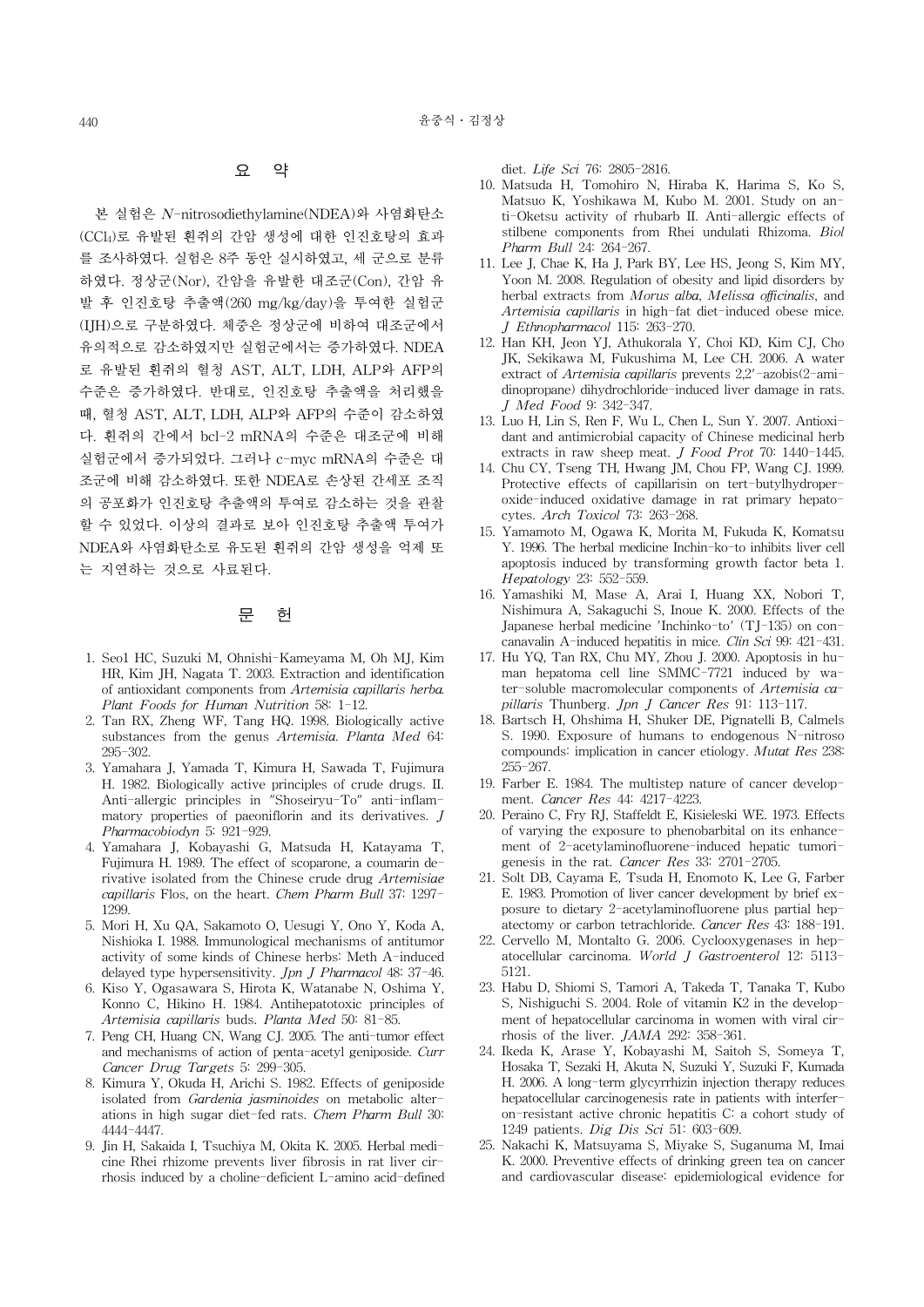## 요 약

본 실험은 *N*-nitrosodiethylamine(NDEA)와 사염화탄소($CCl_4$)로 유발된 흰쥐의 간암 생성에 대한 인진호탕의 효과를 조사하였다. 실험은 8주 동안 실시하였고, 세 군으로 분류하였다. 정상군(Nor), 간암을 유발한 대조군(Con), 간암 유발 후 인진호탕 추출액(260 mg/kg/day)을 투여한 실험군(IJH)으로 구분하였다. 체중은 정상군에 비하여 대조군에서 유의적으로 감소하였지만 실험군에서는 증가하였다. NDEA로 유발된 흰쥐의 혈청 AST, ALT, LDH, ALP와 AFP의 수준은 증가하였다. 반대로, 인진호탕 추출액을 처리했을 때, 혈청 AST, ALT, LDH, ALP와 AFP의 수준이 감소하였다. 흰쥐의 간에서 bcl-2 mRNA의 수준은 대조군에 비해 실험군에서 증가되었다. 그러나 c-myc mRNA의 수준은 대조군에 비해 감소하였다. 또한 NDEA로 손상된 간세포 조직의 공포화가 인진호탕 추출액의 투여로 감소하는 것을 관찰할 수 있었다. 이상의 결과로 보아 인진호탕 추출액 투여가 NDEA와 사염화탄소로 유도된 흰쥐의 간암 생성을 억제 또는 지연하는 것으로 사료된다.

## 문 헌

1. Seol HC, Suzuki M, Ohnishi-Kameyama M, Oh MJ, Kim HR, Kim JH, Nagata T. 2003. Extraction and identification of antioxidant components from *Artemisia capillaris herba*. *Plant Foods for Human Nutrition* 58: 1-12.
2. Tan RX, Zheng WF, Tang HQ. 1998. Biologically active substances from the genus *Artemisia*. *Planta Med* 64: 295-302.
3. Yamahara J, Yamada T, Kimura H, Sawada T, Fujimura H. 1982. Biologically active principles of crude drugs. II. Anti-allergic principles in "Shoseiryu-To" anti-inflammatory properties of paeoniflorin and its derivatives. *J Pharmacobiodyn* 5: 921-929.
4. Yamahara J, Kobayashi G, Matsuda H, Katayama T, Fujimura H. 1989. The effect of scoparone, a coumarin derivative isolated from the Chinese crude drug *Artemisiae capillaris* Flos, on the heart. *Chem Pharm Bull* 37: 1297-1299.
5. Mori H, Xu QA, Sakamoto O, Uesugi Y, Ono Y, Koda A, Nishioka I. 1988. Immunological mechanisms of antitumor activity of some kinds of Chinese herbs: Meth A-induced delayed type hypersensitivity. *Jpn J Pharmacol* 48: 37-46.
6. Kiso Y, Ogasawara S, Hirota K, Watanabe N, Oshima Y, Konno C, Hikino H. 1984. Antihepatotoxic principles of *Artemisia capillaris* buds. *Planta Med* 50: 81-85.
7. Peng CH, Huang CN, Wang CJ. 2005. The anti-tumor effect and mechanisms of action of penta-acetyl geniposide. *Curr Cancer Drug Targets* 5: 299-305.
8. Kimura Y, Okuda H, Arichi S. 1982. Effects of geniposide isolated from *Gardenia jasminoides* on metabolic alterations in high sugar diet-fed rats. *Chem Pharm Bull* 30: 4444-4447.
9. Jin H, Sakaida I, Tsuchiya M, Okita K. 2005. Herbal medicine Rhei rhizome prevents liver fibrosis in rat liver cirrhosis induced by a choline-deficient L-amino acid-defined diet. *Life Sci* 76: 2805-2816.
10. Matsuda H, Tomohiro N, Hiraba K, Harima S, Ko S, Matsuo K, Yoshikawa M, Kubo M. 2001. Study on anti-Oketsu activity of rhubarb II. Anti-allergic effects of stilbene components from Rhei undulati Rhizoma. *Biol Pharm Bull* 24: 264-267.
11. Lee J, Chae K, Ha J, Park BY, Lee HS, Jeong S, Kim MY, Yoon M. 2008. Regulation of obesity and lipid disorders by herbal extracts from *Morus alba*, *Melissa officinalis*, and *Artemisia capillaris* in high-fat diet-induced obese mice. *J Ethnopharmacol* 115: 263-270.
12. Han KH, Jeon YJ, Athukorala Y, Choi KD, Kim CJ, Cho JK, Sekikawa M, Fukushima M, Lee CH. 2006. A water extract of *Artemisia capillaris* prevents 2,2′-azobis(2-amidinopropane) dihydrochloride-induced liver damage in rats. *J Med Food* 9: 342-347.
13. Luo H, Lin S, Ren F, Wu L, Chen L, Sun Y. 2007. Antioxidant and antimicrobial capacity of Chinese medicinal herb extracts in raw sheep meat. *J Food Prot* 70: 1440-1445.
14. Chu CY, Tseng TH, Hwang JM, Chou FP, Wang CJ. 1999. Protective effects of capillarisin on tert-butylhydroperoxide-induced oxidative damage in rat primary hepatocytes. *Arch Toxicol* 73: 263-268.
15. Yamamoto M, Ogawa K, Morita M, Fukuda K, Komatsu Y. 1996. The herbal medicine Inchin-ko-to inhibits liver cell apoptosis induced by transforming growth factor beta 1. *Hepatology* 23: 552-559.
16. Yamashiki M, Mase A, Arai I, Huang XX, Nobori T, Nishimura A, Sakaguchi S, Inoue K. 2000. Effects of the Japanese herbal medicine 'Inchinko-to' (TJ-135) on concanavalin A-induced hepatitis in mice. *Clin Sci* 99: 421-431.
17. Hu YQ, Tan RX, Chu MY, Zhou J. 2000. Apoptosis in human hepatoma cell line SMMC-7721 induced by water-soluble macromolecular components of *Artemisia capillaris* Thunberg. *Jpn J Cancer Res* 91: 113-117.
18. Bartsch H, Ohshima H, Shuker DE, Pignatelli B, Calmels S. 1990. Exposure of humans to endogenous N-nitroso compounds: implication in cancer etiology. *Mutat Res* 238: 255-267.
19. Farber E. 1984. The multistep nature of cancer development. *Cancer Res* 44: 4217-4223.
20. Peraino C, Fry RJ, Staffeldt E, Kisieleski WE. 1973. Effects of varying the exposure to phenobarbital on its enhancement of 2-acetylaminofluorene-induced hepatic tumorigenesis in the rat. *Cancer Res* 33: 2701-2705.
21. Solt DB, Cayama E, Tsuda H, Enomoto K, Lee G, Farber E. 1983. Promotion of liver cancer development by brief exposure to dietary 2-acetylaminofluorene plus partial hepatectomy or carbon tetrachloride. *Cancer Res* 43: 188-191.
22. Cervello M, Montalto G. 2006. Cyclooxygenases in hepatocellular carcinoma. *World J Gastroenterol* 12: 5113-5121.
23. Habu D, Shiomi S, Tamori A, Takeda T, Tanaka T, Kubo S, Nishiguchi S. 2004. Role of vitamin K2 in the development of hepatocellular carcinoma in women with viral cirrhosis of the liver. *JAMA* 292: 358-361.
24. Ikeda K, Arase Y, Kobayashi M, Saitoh S, Someya T, Hosaka T, Sezaki H, Akuta N, Suzuki Y, Suzuki F, Kumada H. 2006. A long-term glycyrrhizin injection therapy reduces hepatocellular carcinogenesis rate in patients with interferon-resistant active chronic hepatitis C: a cohort study of 1249 patients. *Dig Dis Sci* 51: 603-609.
25. Nakachi K, Matsuyama S, Miyake S, Suganuma M, Imai K. 2000. Preventive effects of drinking green tea on cancer and cardiovascular disease: epidemiological evidence for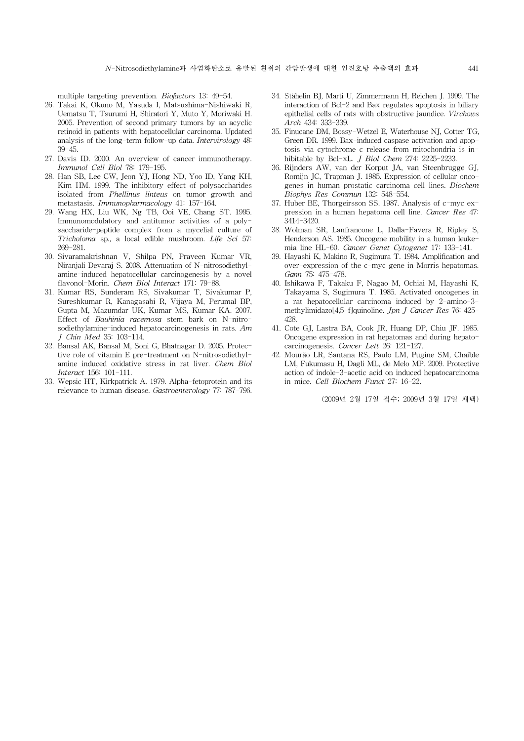multiple targeting prevention. *Biofactors* 13: 49-54.

26. Takai K, Okuno M, Yasuda I, Matsushima-Nishiwaki R, Uematsu T, Tsurumi H, Shiratori Y, Muto Y, Moriwaki H. 2005. Prevention of second primary tumors by an acyclic retinoid in patients with hepatocellular carcinoma. Updated analysis of the long-term follow-up data. *Intervirology* 48: 39-45.
27. Davis ID. 2000. An overview of cancer immunotherapy. *Immunol Cell Biol* 78: 179-195.
28. Han SB, Lee CW, Jeon YJ, Hong ND, Yoo ID, Yang KH, Kim HM. 1999. The inhibitory effect of polysaccharides isolated from *Phellinus linteus* on tumor growth and metastasis. *Immunopharmacology* 41: 157-164.
29. Wang HX, Liu WK, Ng TB, Ooi VE, Chang ST. 1995. Immunomodulatory and antitumor activities of a polysaccharide-peptide complex from a mycelial culture of *Tricholoma* sp., a local edible mushroom. *Life Sci* 57: 269-281.
30. Sivaramakrishnan V, Shilpa PN, Praveen Kumar VR, Niranjali Devaraj S. 2008. Attenuation of N-nitrosodiethylamine-induced hepatocellular carcinogenesis by a novel flavonol-Morin. *Chem Biol Interact* 171: 79-88.
31. Kumar RS, Sunderam RS, Sivakumar T, Sivakumar P, Sureshkumar R, Kanagasabi R, Vijaya M, Perumal BP, Gupta M, Mazumdar UK, Kumar MS, Kumar KA. 2007. Effect of *Bauhinia racemosa* stem bark on N-nitrosodiethylamine-induced hepatocarcinogenesis in rats. *Am J Chin Med* 35: 103-114.
32. Bansal AK, Bansal M, Soni G, Bhatnagar D. 2005. Protective role of vitamin E pre-treatment on N-nitrosodiethylamine induced oxidative stress in rat liver. *Chem Biol Interact* 156: 101-111.
33. Wepsic HT, Kirkpatrick A. 1979. Alpha-fetoprotein and its relevance to human disease. *Gastroenterology* 77: 787-796.
34. Stähelin BJ, Marti U, Zimmermann H, Reichen J. 1999. The interaction of Bcl-2 and Bax regulates apoptosis in biliary epithelial cells of rats with obstructive jaundice. *Virchows Arch* 434: 333-339.
35. Finucane DM, Bossy-Wetzel E, Waterhouse NJ, Cotter TG, Green DR. 1999. Bax-induced caspase activation and apoptosis via cytochrome c release from mitochondria is inhibitable by Bcl-xL. *J Biol Chem* 274: 2225-2233.
36. Rijnders AW, van der Korput JA, van Steenbrugge GJ, Romijn JC, Trapman J. 1985. Expression of cellular oncogenes in human prostatic carcinoma cell lines. *Biochem Biophys Res Commun* 132: 548-554.
37. Huber BE, Thorgeirsson SS. 1987. Analysis of c-myc expression in a human hepatoma cell line. *Cancer Res* 47: 3414-3420.
38. Wolman SR, Lanfrancone L, Dalla-Favera R, Ripley S, Henderson AS. 1985. Oncogene mobility in a human leukemia line HL-60. *Cancer Genet Cytogenet* 17: 133-141.
39. Hayashi K, Makino R, Sugimura T. 1984. Amplification and over-expression of the c-myc gene in Morris hepatomas. *Gann* 75: 475-478.
40. Ishikawa F, Takaku F, Nagao M, Ochiai M, Hayashi K, Takayama S, Sugimura T. 1985. Activated oncogenes in a rat hepatocellular carcinoma induced by 2-amino-3-methylimidazo[4,5-f]quinoline. *Jpn J Cancer Res* 76: 425-428.
41. Cote GJ, Lastra BA, Cook JR, Huang DP, Chiu JF. 1985. Oncogene expression in rat hepatomas and during hepatocarcinogenesis. *Cancer Lett* 26: 121-127.
42. Mourão LR, Santana RS, Paulo LM, Pugine SM, Chaible LM, Fukumasu H, Dagli ML, de Melo MP. 2009. Protective action of indole-3-acetic acid on induced hepatocarcinoma in mice. *Cell Biochem Funct* 27: 16-22.

(2009년 2월 17일 접수; 2009년 3월 17일 채택)